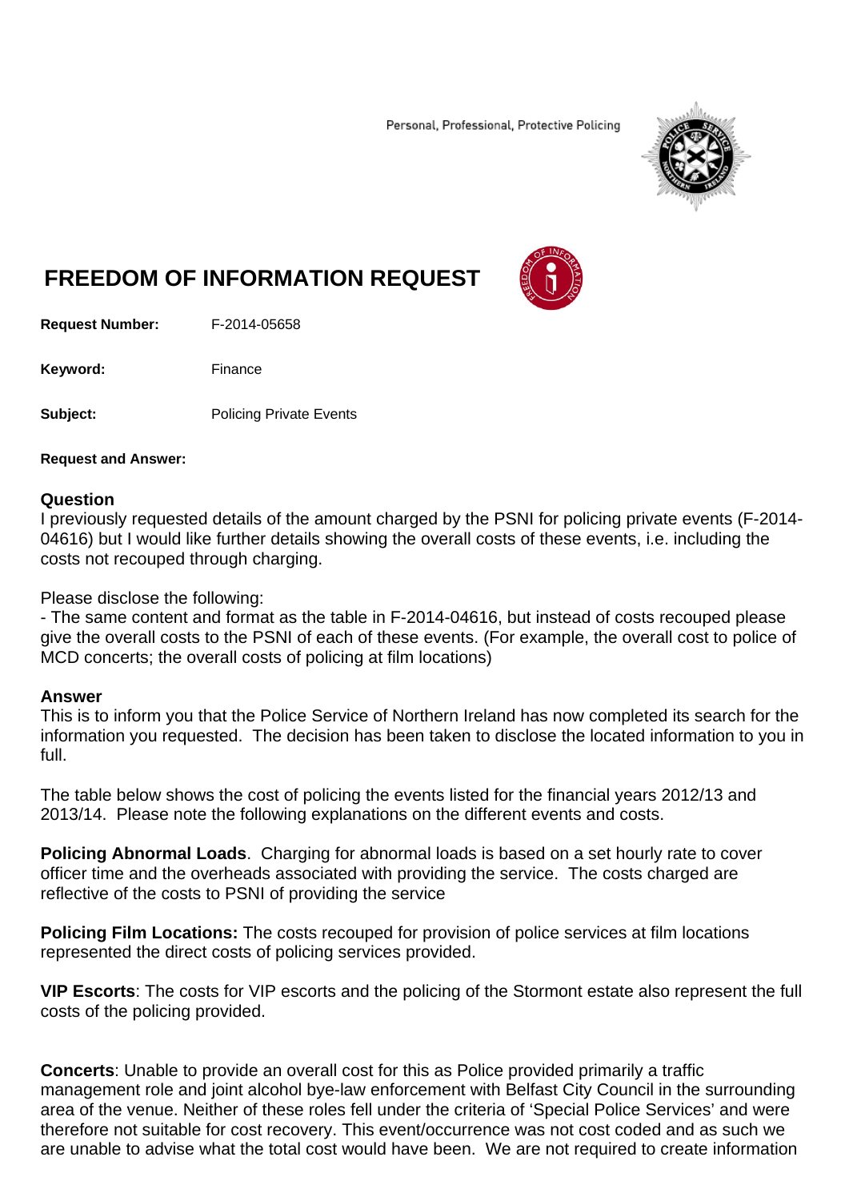Personal, Professional, Protective Policing

# FREEDOM OF INFORMATION REQUEST

**Request Number:** F-2014-05658

**Keyword:** Finance

**Subject:** Policing Private Events

**Request and Answer:**

## Question

I previously requested details of the amount charged by the PSNI for policing private events (F-2014-04616) but I would like further details showing the overall costs of these events, i.e. including the costs not recouped through charging.

Please disclose the following:

- The same content and format as the table in F-2014-04616, but instead of costs recouped please give the overall costs to the PSNI of each of these events. (For example, the overall cost to police of MCD concerts; the overall costs of policing at film locations)

## Answer

This is to inform you that the Police Service of Northern Ireland has now completed its search for the information you requested. The decision has been taken to disclose the located information to you in full.

The table below shows the cost of policing the events listed for the financial years 2012/13 and 2013/14. Please note the following explanations on the different events and costs.

**Policing Abnormal Loads**. Charging for abnormal loads is based on a set hourly rate to cover officer time and the overheads associated with providing the service. The costs charged are reflective of the costs to PSNI of providing the service

**Policing Film Locations:** The costs recouped for provision of police services at film locations represented the direct costs of policing services provided.

**VIP Escorts**: The costs for VIP escorts and the policing of the Stormont estate also represent the full costs of the policing provided.

**Concerts**: Unable to provide an overall cost for this as Police provided primarily a traffic management role and joint alcohol bye-law enforcement with Belfast City Council in the surrounding area of the venue. Neither of these roles fell under the criteria of 'Special Police Services' and were therefore not suitable for cost recovery. This event/occurrence was not cost coded and as such we are unable to advise what the total cost would have been. We are not required to create information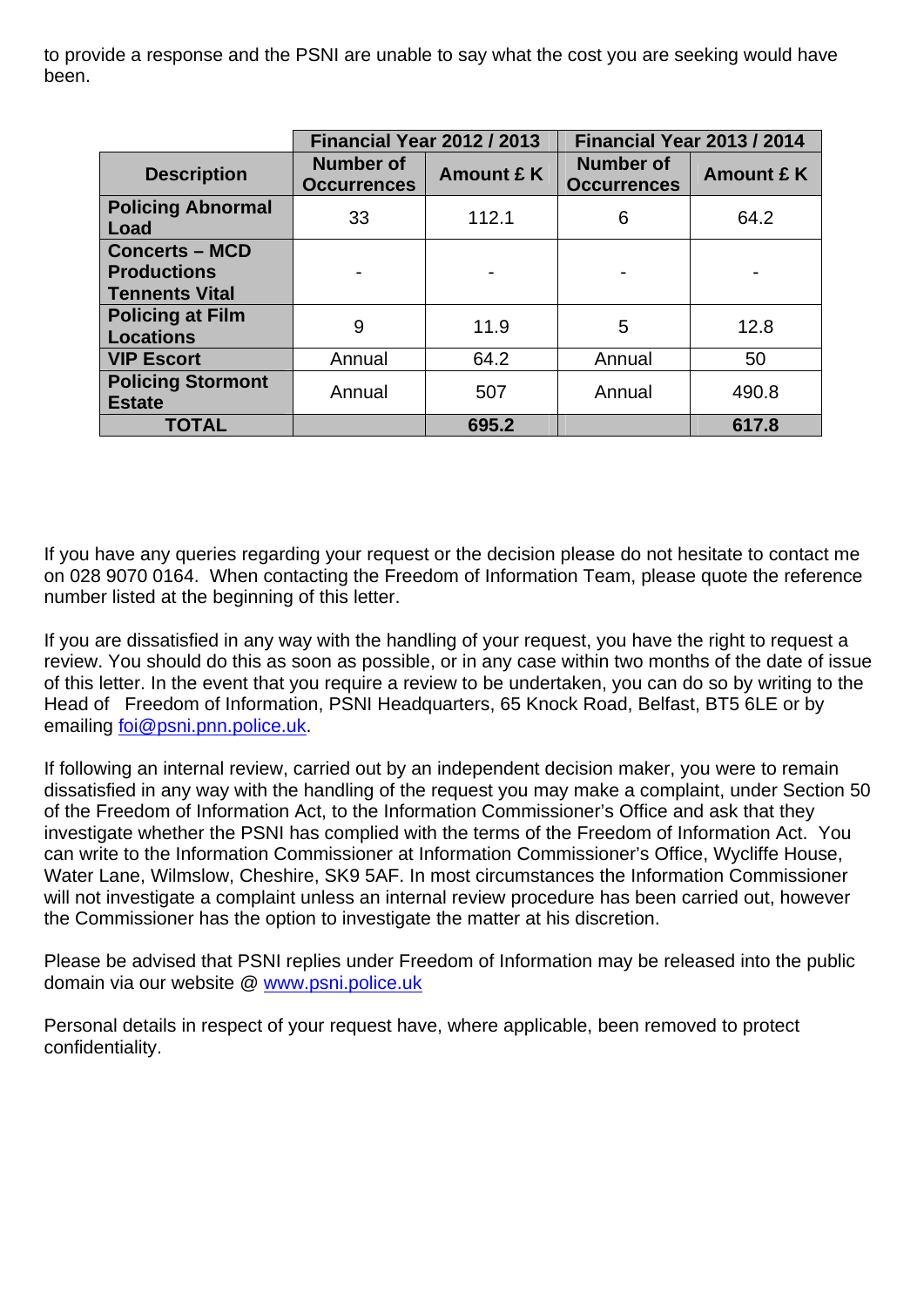to provide a response and the PSNI are unable to say what the cost you are seeking would have been.

| | Financial Year 2012 / 2013 | | Financial Year 2013 / 2014 | |
|---|---|---|---|---|
| **Description** | **Number of Occurrences** | **Amount £ K** | **Number of Occurrences** | **Amount £ K** |
| **Policing Abnormal Load** | 33 | 112.1 | 6 | 64.2 |
| **Concerts – MCD Productions Tennents Vital** | - | - | - | - |
| **Policing at Film Locations** | 9 | 11.9 | 5 | 12.8 |
| **VIP Escort** | Annual | 64.2 | Annual | 50 |
| **Policing Stormont Estate** | Annual | 507 | Annual | 490.8 |
| **TOTAL** | | **695.2** | | **617.8** |

If you have any queries regarding your request or the decision please do not hesitate to contact me on 028 9070 0164. When contacting the Freedom of Information Team, please quote the reference number listed at the beginning of this letter.

If you are dissatisfied in any way with the handling of your request, you have the right to request a review. You should do this as soon as possible, or in any case within two months of the date of issue of this letter. In the event that you require a review to be undertaken, you can do so by writing to the Head of Freedom of Information, PSNI Headquarters, 65 Knock Road, Belfast, BT5 6LE or by emailing foi@psni.pnn.police.uk.

If following an internal review, carried out by an independent decision maker, you were to remain dissatisfied in any way with the handling of the request you may make a complaint, under Section 50 of the Freedom of Information Act, to the Information Commissioner's Office and ask that they investigate whether the PSNI has complied with the terms of the Freedom of Information Act. You can write to the Information Commissioner at Information Commissioner's Office, Wycliffe House, Water Lane, Wilmslow, Cheshire, SK9 5AF. In most circumstances the Information Commissioner will not investigate a complaint unless an internal review procedure has been carried out, however the Commissioner has the option to investigate the matter at his discretion.

Please be advised that PSNI replies under Freedom of Information may be released into the public domain via our website @ www.psni.police.uk

Personal details in respect of your request have, where applicable, been removed to protect confidentiality.